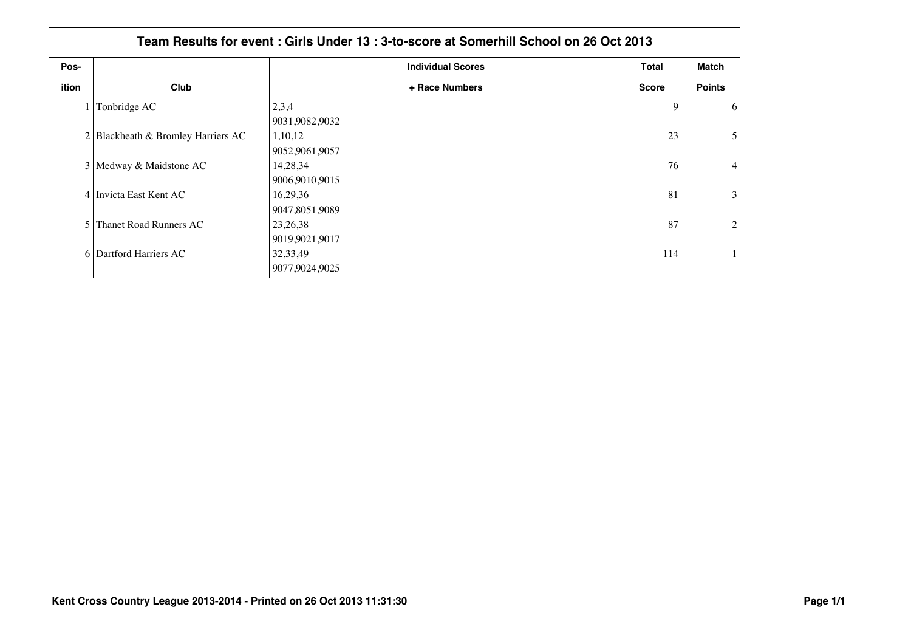## Team Results for event : Girls Under 13 : 3-to-score at Somerhill School on 26 Oct 2013

| Pos- ition | Club | Individual Scores + Race Numbers | Total Score | Match Points |
|---|---|---|---|---|
| 1 | Tonbridge AC | 2,3,4<br>9031,9082,9032 | 9 | 6 |
| 2 | Blackheath & Bromley Harriers AC | 1,10,12<br>9052,9061,9057 | 23 | 5 |
| 3 | Medway & Maidstone AC | 14,28,34<br>9006,9010,9015 | 76 | 4 |
| 4 | Invicta East Kent AC | 16,29,36<br>9047,8051,9089 | 81 | 3 |
| 5 | Thanet Road Runners AC | 23,26,38<br>9019,9021,9017 | 87 | 2 |
| 6 | Dartford Harriers AC | 32,33,49<br>9077,9024,9025 | 114 | 1 |

Kent Cross Country League 2013-2014 - Printed on 26 Oct 2013 11:31:30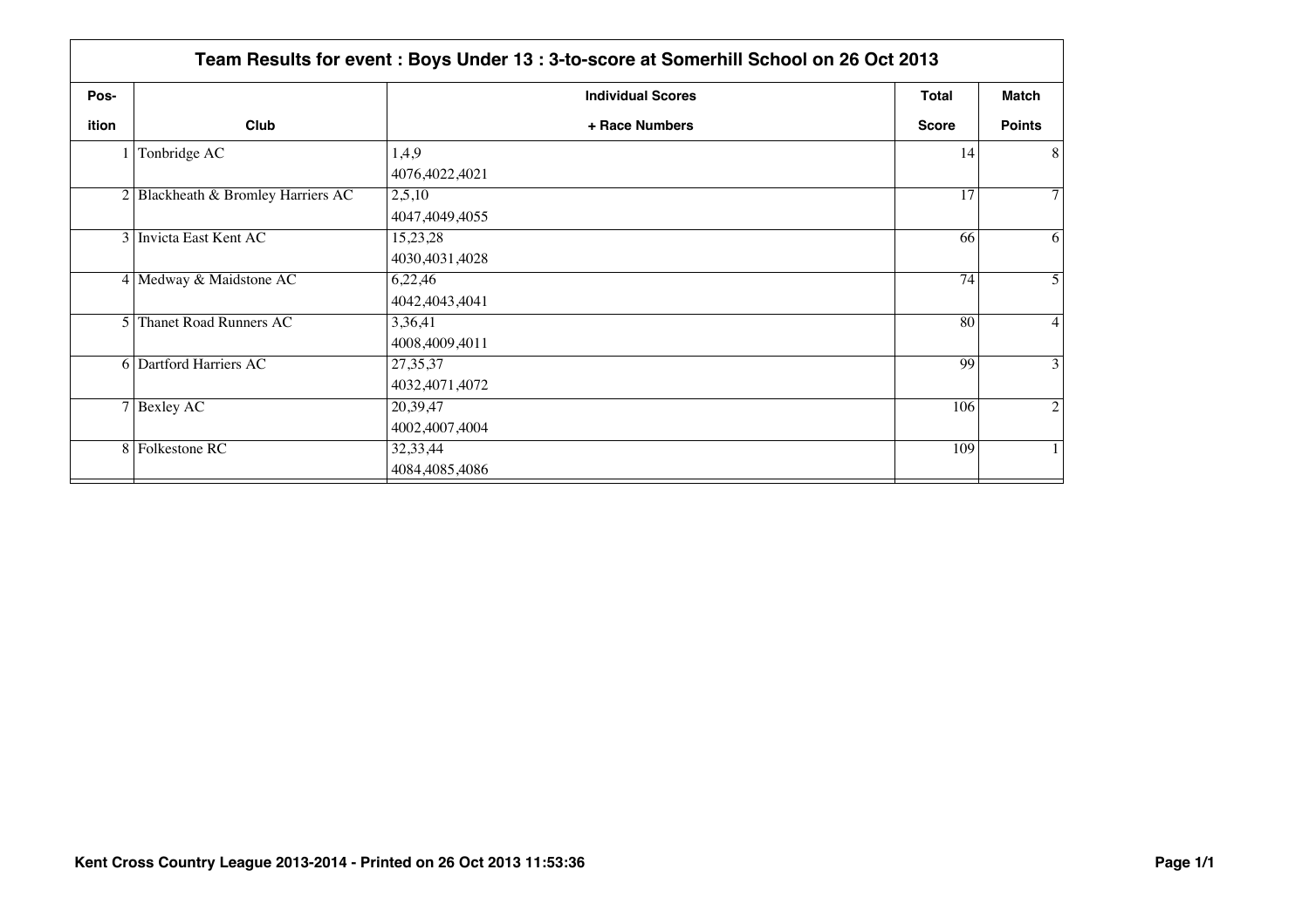## Team Results for event : Boys Under 13 : 3-to-score at Somerhill School on 26 Oct 2013

| Position | Club | Individual Scores + Race Numbers | Total Score | Match Points |
|---|---|---|---|---|
| 1 | Tonbridge AC | 1,4,9<br>4076,4022,4021 | 14 | 8 |
| 2 | Blackheath & Bromley Harriers AC | 2,5,10<br>4047,4049,4055 | 17 | 7 |
| 3 | Invicta East Kent AC | 15,23,28<br>4030,4031,4028 | 66 | 6 |
| 4 | Medway & Maidstone AC | 6,22,46<br>4042,4043,4041 | 74 | 5 |
| 5 | Thanet Road Runners AC | 3,36,41<br>4008,4009,4011 | 80 | 4 |
| 6 | Dartford Harriers AC | 27,35,37<br>4032,4071,4072 | 99 | 3 |
| 7 | Bexley AC | 20,39,47<br>4002,4007,4004 | 106 | 2 |
| 8 | Folkestone RC | 32,33,44<br>4084,4085,4086 | 109 | 1 |

Kent Cross Country League 2013-2014 - Printed on 26 Oct 2013 11:53:36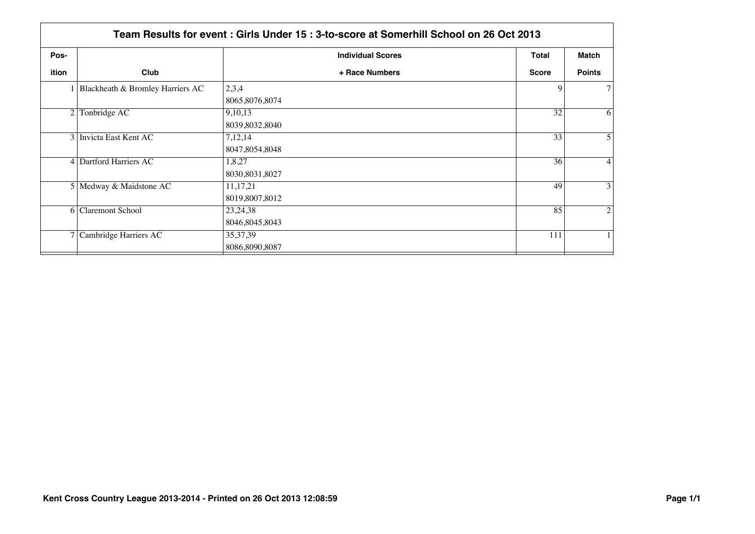## Team Results for event : Girls Under 15 : 3-to-score at Somerhill School on 26 Oct 2013

| Pos-ition | Club | Individual Scores + Race Numbers | Total Score | Match Points |
|---|---|---|---|---|
| 1 | Blackheath & Bromley Harriers AC | 2,3,4<br>8065,8076,8074 | 9 | 7 |
| 2 | Tonbridge AC | 9,10,13<br>8039,8032,8040 | 32 | 6 |
| 3 | Invicta East Kent AC | 7,12,14<br>8047,8054,8048 | 33 | 5 |
| 4 | Dartford Harriers AC | 1,8,27<br>8030,8031,8027 | 36 | 4 |
| 5 | Medway & Maidstone AC | 11,17,21<br>8019,8007,8012 | 49 | 3 |
| 6 | Claremont School | 23,24,38<br>8046,8045,8043 | 85 | 2 |
| 7 | Cambridge Harriers AC | 35,37,39<br>8086,8090,8087 | 111 | 1 |

**Kent Cross Country League 2013-2014 - Printed on 26 Oct 2013 12:08:59**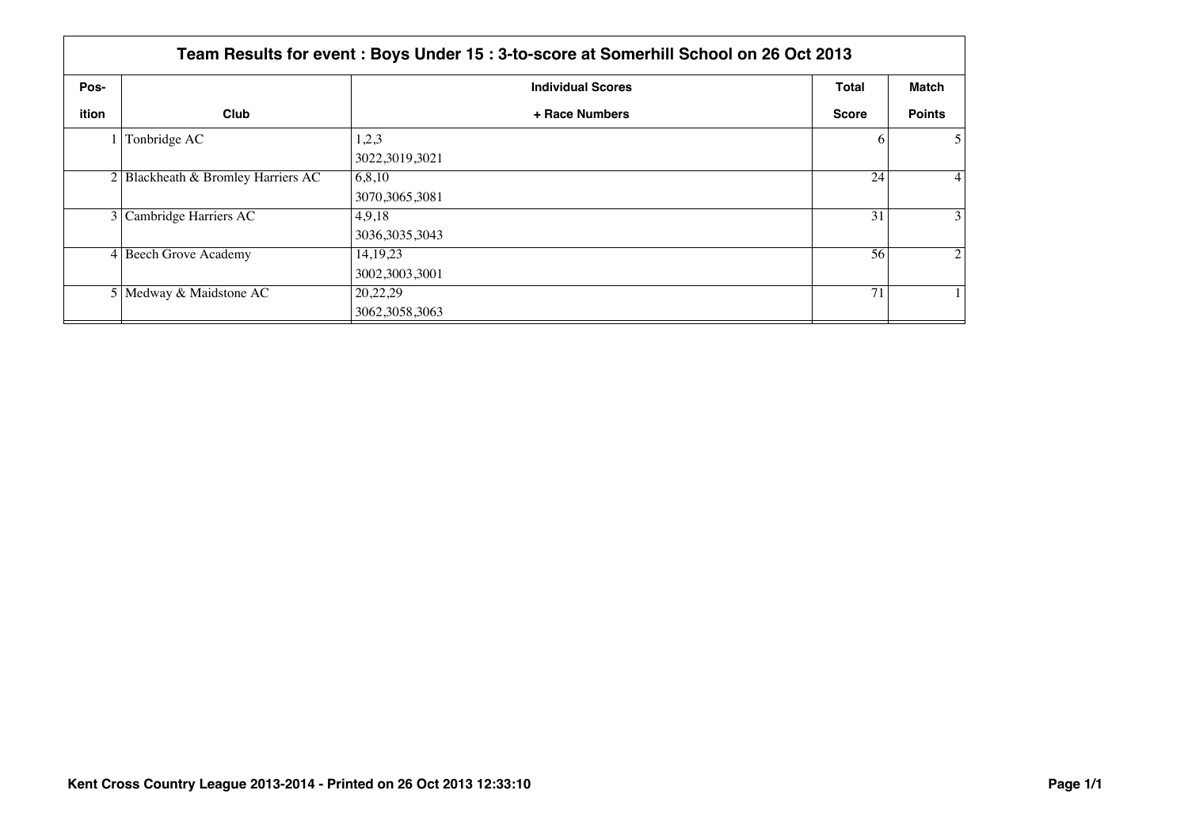## Team Results for event : Boys Under 15 : 3-to-score at Somerhill School on 26 Oct 2013

| Position | Club | Individual Scores + Race Numbers | Total Score | Match Points |
|---|---|---|---|---|
| 1 | Tonbridge AC | 1,2,3<br>3022,3019,3021 | 6 | 5 |
| 2 | Blackheath & Bromley Harriers AC | 6,8,10<br>3070,3065,3081 | 24 | 4 |
| 3 | Cambridge Harriers AC | 4,9,18<br>3036,3035,3043 | 31 | 3 |
| 4 | Beech Grove Academy | 14,19,23<br>3002,3003,3001 | 56 | 2 |
| 5 | Medway & Maidstone AC | 20,22,29<br>3062,3058,3063 | 71 | 1 |

**Kent Cross Country League 2013-2014 - Printed on 26 Oct 2013 12:33:10**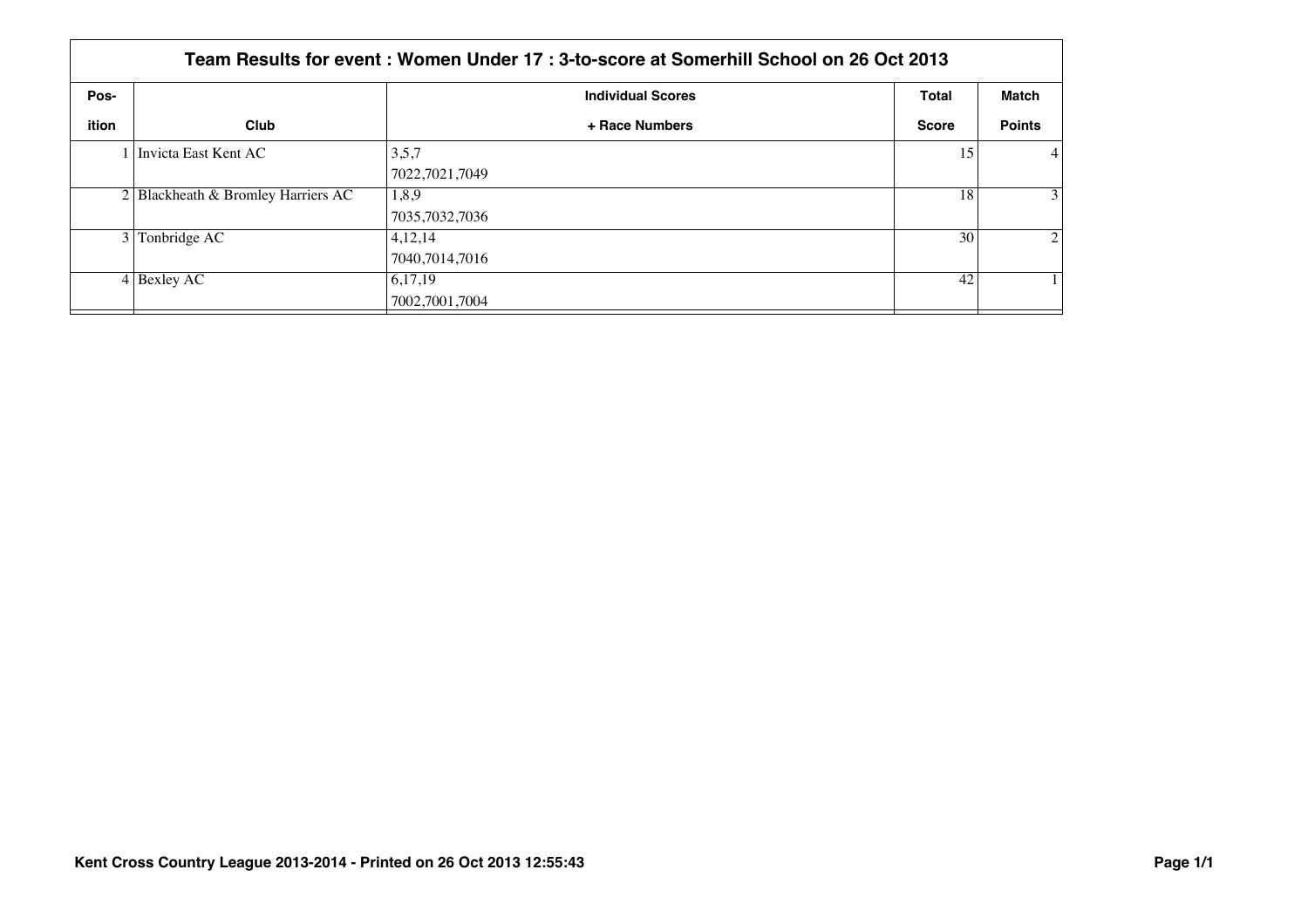# Team Results for event : Women Under 17 : 3-to-score at Somerhill School on 26 Oct 2013

| Position | Club | Individual Scores + Race Numbers | Total Score | Match Points |
|---|---|---|---|---|
| 1 | Invicta East Kent AC | 3,5,7<br>7022,7021,7049 | 15 | 4 |
| 2 | Blackheath & Bromley Harriers AC | 1,8,9<br>7035,7032,7036 | 18 | 3 |
| 3 | Tonbridge AC | 4,12,14<br>7040,7014,7016 | 30 | 2 |
| 4 | Bexley AC | 6,17,19<br>7002,7001,7004 | 42 | 1 |

**Kent Cross Country League 2013-2014 - Printed on 26 Oct 2013 12:55:43**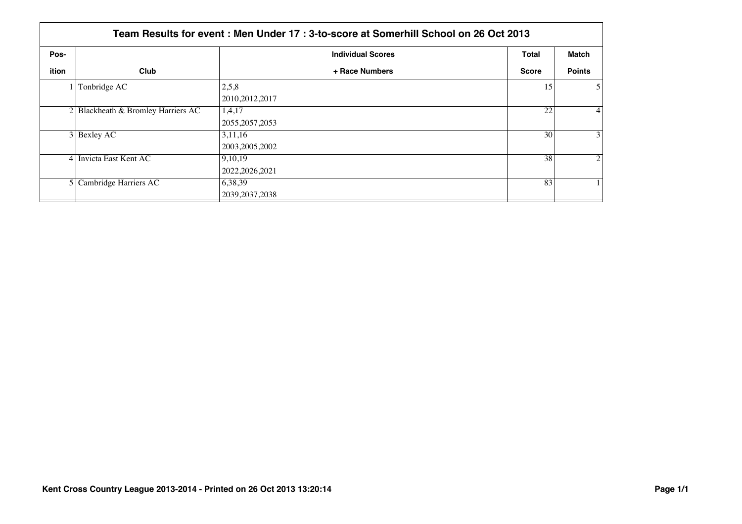## Team Results for event : Men Under 17 : 3-to-score at Somerhill School on 26 Oct 2013

| Pos-ition | Club | Individual Scores + Race Numbers | Total Score | Match Points |
|---|---|---|---|---|
| 1 | Tonbridge AC | 2,5,8<br>2010,2012,2017 | 15 | 5 |
| 2 | Blackheath & Bromley Harriers AC | 1,4,17<br>2055,2057,2053 | 22 | 4 |
| 3 | Bexley AC | 3,11,16<br>2003,2005,2002 | 30 | 3 |
| 4 | Invicta East Kent AC | 9,10,19<br>2022,2026,2021 | 38 | 2 |
| 5 | Cambridge Harriers AC | 6,38,39<br>2039,2037,2038 | 83 | 1 |

**Kent Cross Country League 2013-2014 - Printed on 26 Oct 2013 13:20:14**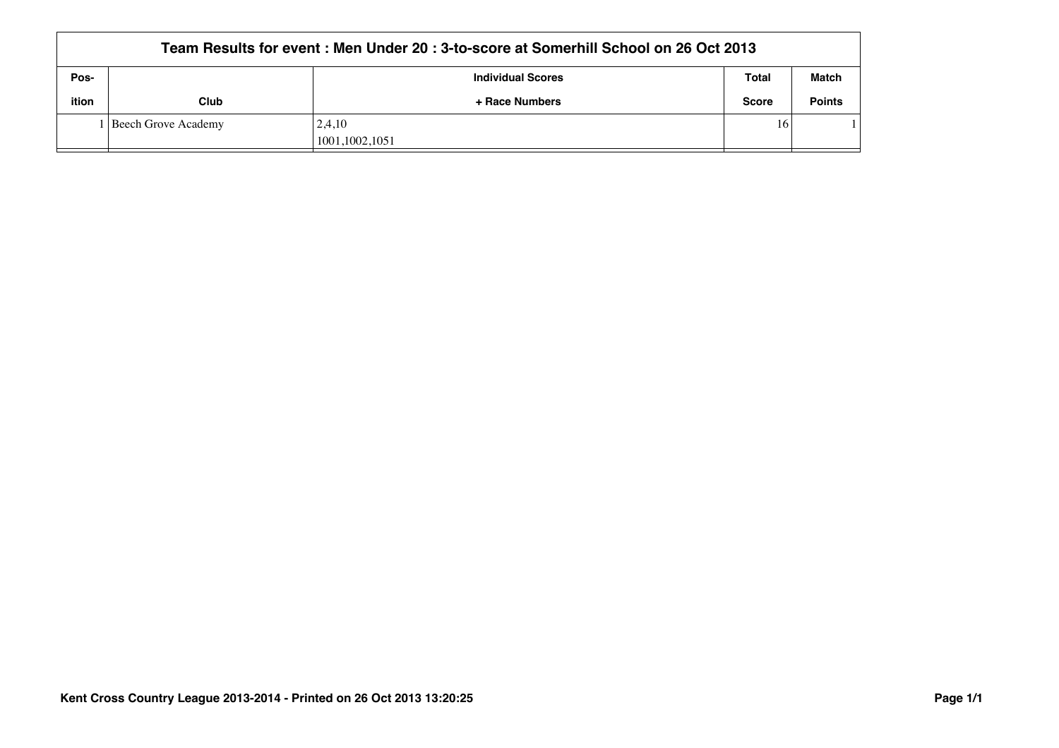| Team Results for event : Men Under 20 : 3-to-score at Somerhill School on 26 Oct 2013 | | | | |
|---|---|---|---|---|
| Pos-ition | Club | Individual Scores + Race Numbers | Total Score | Match Points |
| 1 | Beech Grove Academy | 2,4,10<br>1001,1002,1051 | 16 | 1 |

**Kent Cross Country League 2013-2014 - Printed on 26 Oct 2013 13:20:25**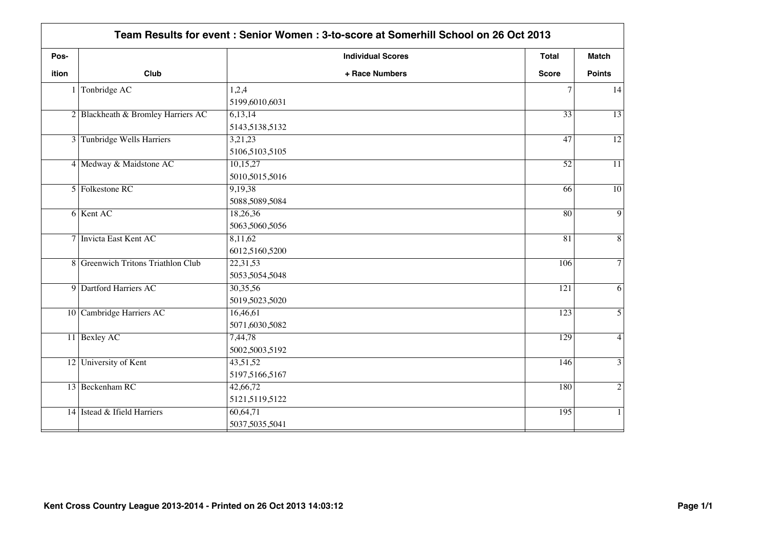# Team Results for event : Senior Women : 3-to-score at Somerhill School on 26 Oct 2013

| Position | Club | Individual Scores + Race Numbers | Total Score | Match Points |
|---|---|---|---|---|
| 1 | Tonbridge AC | 1,2,4<br>5199,6010,6031 | 7 | 14 |
| 2 | Blackheath & Bromley Harriers AC | 6,13,14<br>5143,5138,5132 | 33 | 13 |
| 3 | Tunbridge Wells Harriers | 3,21,23<br>5106,5103,5105 | 47 | 12 |
| 4 | Medway & Maidstone AC | 10,15,27<br>5010,5015,5016 | 52 | 11 |
| 5 | Folkestone RC | 9,19,38<br>5088,5089,5084 | 66 | 10 |
| 6 | Kent AC | 18,26,36<br>5063,5060,5056 | 80 | 9 |
| 7 | Invicta East Kent AC | 8,11,62<br>6012,5160,5200 | 81 | 8 |
| 8 | Greenwich Tritons Triathlon Club | 22,31,53<br>5053,5054,5048 | 106 | 7 |
| 9 | Dartford Harriers AC | 30,35,56<br>5019,5023,5020 | 121 | 6 |
| 10 | Cambridge Harriers AC | 16,46,61<br>5071,6030,5082 | 123 | 5 |
| 11 | Bexley AC | 7,44,78<br>5002,5003,5192 | 129 | 4 |
| 12 | University of Kent | 43,51,52<br>5197,5166,5167 | 146 | 3 |
| 13 | Beckenham RC | 42,66,72<br>5121,5119,5122 | 180 | 2 |
| 14 | Istead & Ifield Harriers | 60,64,71<br>5037,5035,5041 | 195 | 1 |

Kent Cross Country League 2013-2014 - Printed on 26 Oct 2013 14:03:12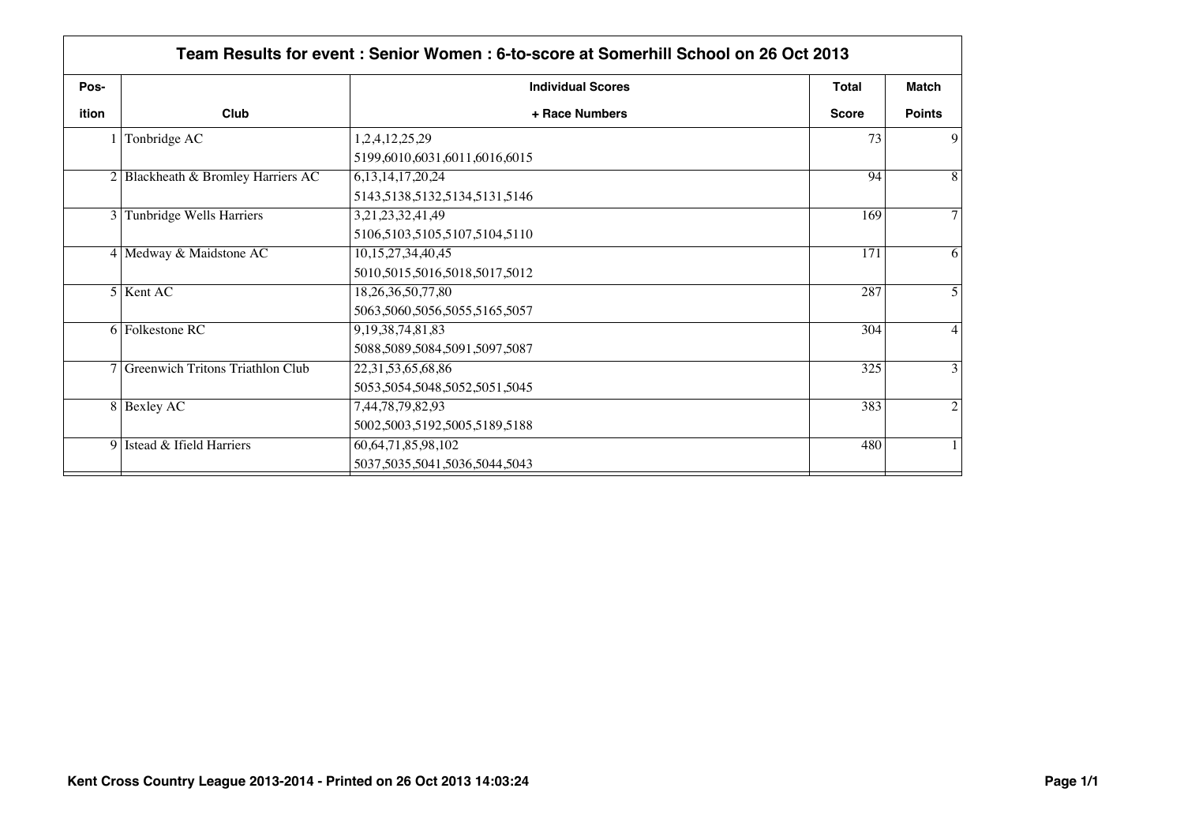## Team Results for event : Senior Women : 6-to-score at Somerhill School on 26 Oct 2013

| Pos-ition | Club | Individual Scores + Race Numbers | Total Score | Match Points |
|---|---|---|---|---|
| 1 | Tonbridge AC | 1,2,4,12,25,29<br>5199,6010,6031,6011,6016,6015 | 73 | 9 |
| 2 | Blackheath & Bromley Harriers AC | 6,13,14,17,20,24<br>5143,5138,5132,5134,5131,5146 | 94 | 8 |
| 3 | Tunbridge Wells Harriers | 3,21,23,32,41,49<br>5106,5103,5105,5107,5104,5110 | 169 | 7 |
| 4 | Medway & Maidstone AC | 10,15,27,34,40,45<br>5010,5015,5016,5018,5017,5012 | 171 | 6 |
| 5 | Kent AC | 18,26,36,50,77,80<br>5063,5060,5056,5055,5165,5057 | 287 | 5 |
| 6 | Folkestone RC | 9,19,38,74,81,83<br>5088,5089,5084,5091,5097,5087 | 304 | 4 |
| 7 | Greenwich Tritons Triathlon Club | 22,31,53,65,68,86<br>5053,5054,5048,5052,5051,5045 | 325 | 3 |
| 8 | Bexley AC | 7,44,78,79,82,93<br>5002,5003,5192,5005,5189,5188 | 383 | 2 |
| 9 | Istead & Ifield Harriers | 60,64,71,85,98,102<br>5037,5035,5041,5036,5044,5043 | 480 | 1 |

Kent Cross Country League 2013-2014 - Printed on 26 Oct 2013 14:03:24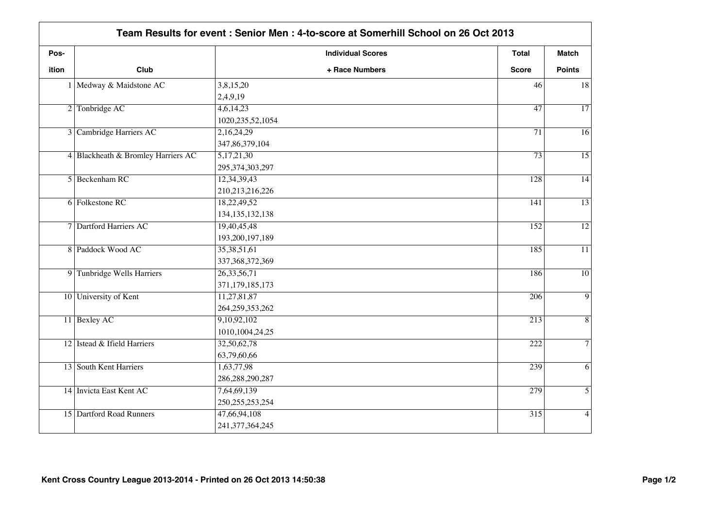# Team Results for event : Senior Men : 4-to-score at Somerhill School on 26 Oct 2013

| Pos-ition | Club | Individual Scores + Race Numbers | Total Score | Match Points |
|---|---|---|---|---|
| 1 | Medway & Maidstone AC | 3,8,15,20<br>2,4,9,19 | 46 | 18 |
| 2 | Tonbridge AC | 4,6,14,23<br>1020,235,52,1054 | 47 | 17 |
| 3 | Cambridge Harriers AC | 2,16,24,29<br>347,86,379,104 | 71 | 16 |
| 4 | Blackheath & Bromley Harriers AC | 5,17,21,30<br>295,374,303,297 | 73 | 15 |
| 5 | Beckenham RC | 12,34,39,43<br>210,213,216,226 | 128 | 14 |
| 6 | Folkestone RC | 18,22,49,52<br>134,135,132,138 | 141 | 13 |
| 7 | Dartford Harriers AC | 19,40,45,48<br>193,200,197,189 | 152 | 12 |
| 8 | Paddock Wood AC | 35,38,51,61<br>337,368,372,369 | 185 | 11 |
| 9 | Tunbridge Wells Harriers | 26,33,56,71<br>371,179,185,173 | 186 | 10 |
| 10 | University of Kent | 11,27,81,87<br>264,259,353,262 | 206 | 9 |
| 11 | Bexley AC | 9,10,92,102<br>1010,1004,24,25 | 213 | 8 |
| 12 | Istead & Ifield Harriers | 32,50,62,78<br>63,79,60,66 | 222 | 7 |
| 13 | South Kent Harriers | 1,63,77,98<br>286,288,290,287 | 239 | 6 |
| 14 | Invicta East Kent AC | 7,64,69,139<br>250,255,253,254 | 279 | 5 |
| 15 | Dartford Road Runners | 47,66,94,108<br>241,377,364,245 | 315 | 4 |

**Kent Cross Country League 2013-2014 - Printed on 26 Oct 2013 14:50:38**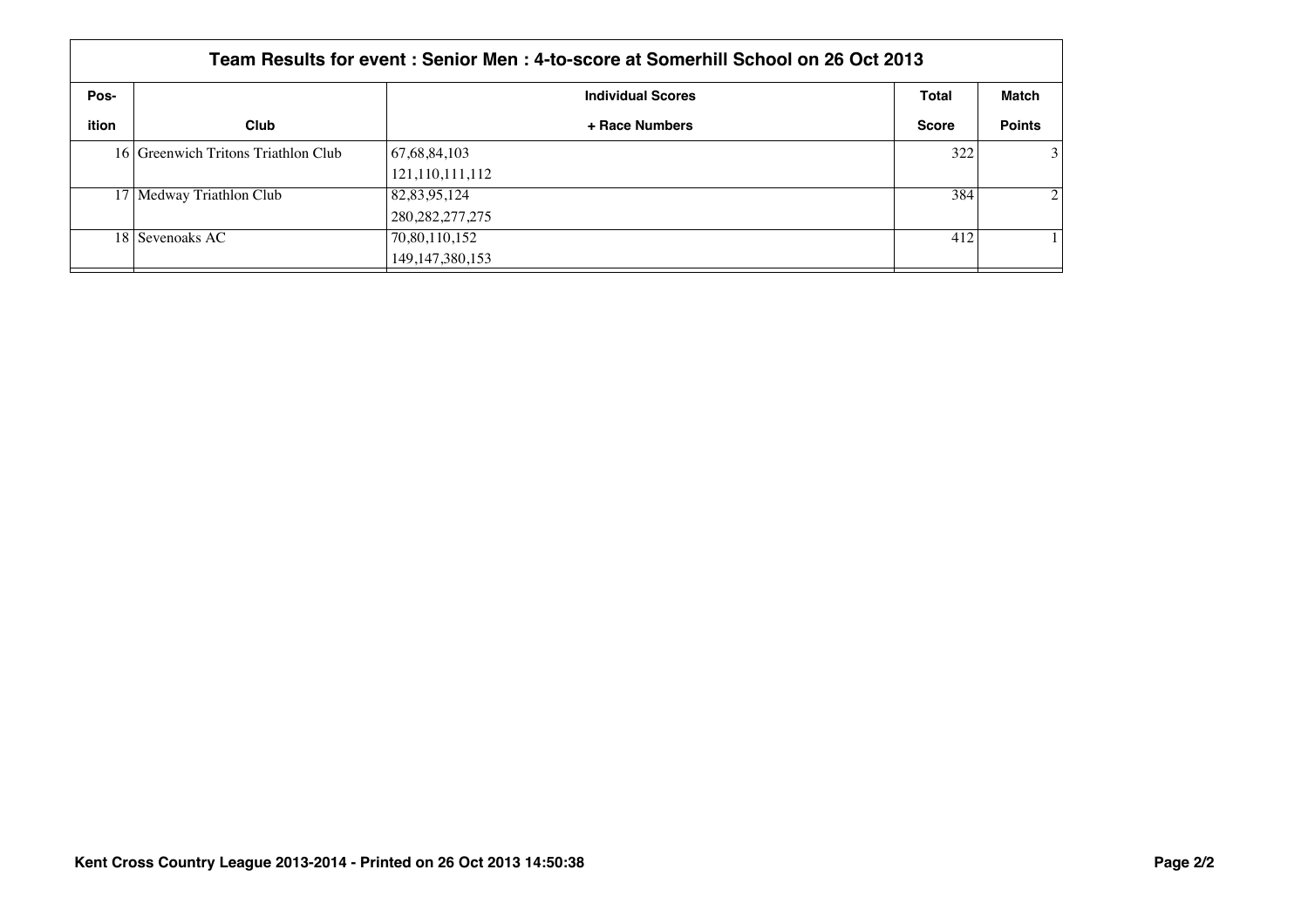## Team Results for event : Senior Men : 4-to-score at Somerhill School on 26 Oct 2013

| Pos-<br>ition | Club | Individual Scores<br>+ Race Numbers | Total<br>Score | Match<br>Points |
|---|---|---|---|---|
| 16 | Greenwich Tritons Triathlon Club | 67,68,84,103<br>121,110,111,112 | 322 | 3 |
| 17 | Medway Triathlon Club | 82,83,95,124<br>280,282,277,275 | 384 | 2 |
| 18 | Sevenoaks AC | 70,80,110,152<br>149,147,380,153 | 412 | 1 |

**Kent Cross Country League 2013-2014 - Printed on 26 Oct 2013 14:50:38**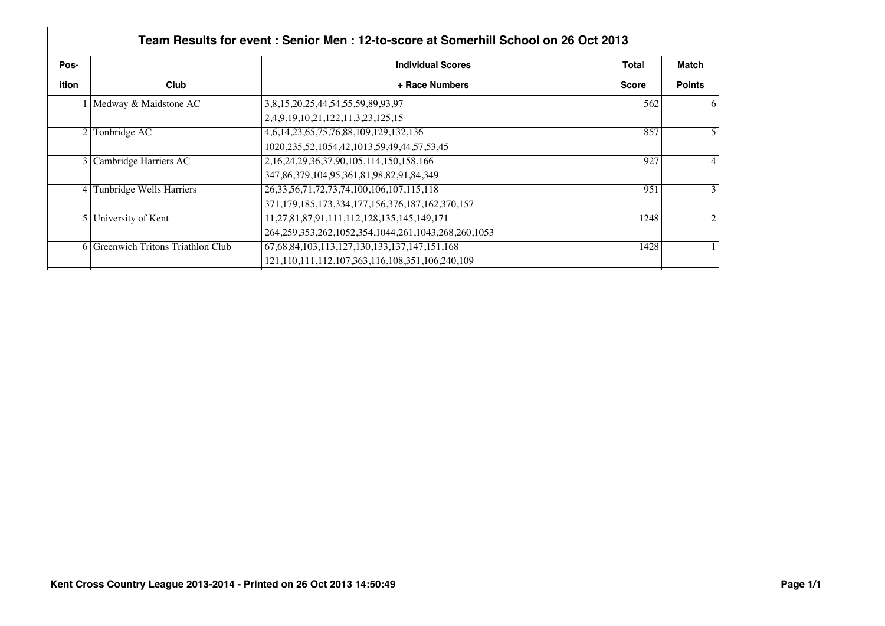## Team Results for event : Senior Men : 12-to-score at Somerhill School on 26 Oct 2013

| Pos-ition | Club | Individual Scores + Race Numbers | Total Score | Match Points |
|---|---|---|---|---|
| 1 | Medway & Maidstone AC | 3,8,15,20,25,44,54,55,59,89,93,97 | 562 | 6 |
| | | 2,4,9,19,10,21,122,11,3,23,125,15 | | |
| 2 | Tonbridge AC | 4,6,14,23,65,75,76,88,109,129,132,136 | 857 | 5 |
| | | 1020,235,52,1054,42,1013,59,49,44,57,53,45 | | |
| 3 | Cambridge Harriers AC | 2,16,24,29,36,37,90,105,114,150,158,166 | 927 | 4 |
| | | 347,86,379,104,95,361,81,98,82,91,84,349 | | |
| 4 | Tunbridge Wells Harriers | 26,33,56,71,72,73,74,100,106,107,115,118 | 951 | 3 |
| | | 371,179,185,173,334,177,156,376,187,162,370,157 | | |
| 5 | University of Kent | 11,27,81,87,91,111,112,128,135,145,149,171 | 1248 | 2 |
| | | 264,259,353,262,1052,354,1044,261,1043,268,260,1053 | | |
| 6 | Greenwich Tritons Triathlon Club | 67,68,84,103,113,127,130,133,137,147,151,168 | 1428 | 1 |
| | | 121,110,111,112,107,363,116,108,351,106,240,109 | | |

Kent Cross Country League 2013-2014 - Printed on 26 Oct 2013 14:50:49